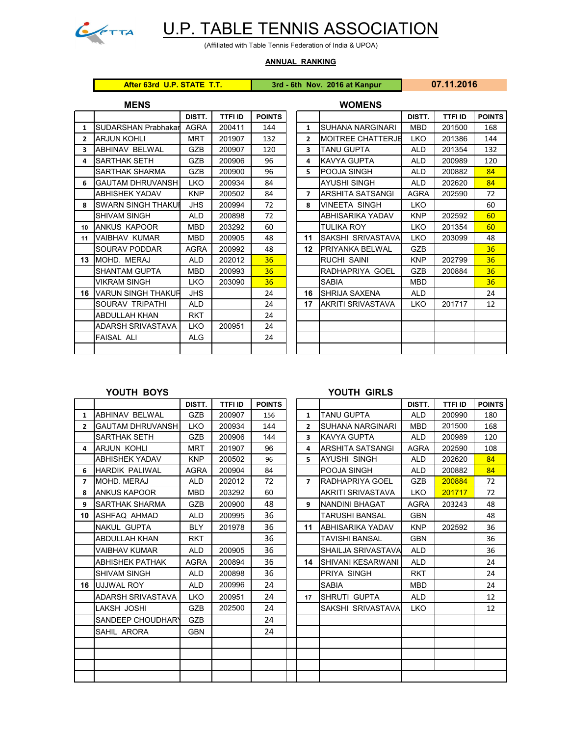# U.P. TABLE TENNIS ASSOCIATION

(Affiliated with Table Tennis Federation of India & UPOA)

**ANNUAL RANKING**

| After 63rd U.P. STATE T.T. | 3rd - 6th Nov. 2016 at Kanpur | 07.11.2016 |
|---|---|---|

## MENS

| | | DISTT. | TTFI ID | POINTS |
|---|---|---|---|---|
| 1 | SUDARSHAN Prabhakar | AGRA | 200411 | 144 |
| 2 | ARJUN KOHLI | MRT | 201907 | 132 |
| 3 | ABHINAV BELWAL | GZB | 200907 | 120 |
| 4 | SARTHAK SETH | GZB | 200906 | 96 |
| | SARTHAK SHARMA | GZB | 200900 | 96 |
| 6 | GAUTAM DHRUVANSH | LKO | 200934 | 84 |
| | ABHISHEK YADAV | KNP | 200502 | 84 |
| 8 | SWARN SINGH THAKUR | JHS | 200994 | 72 |
| | SHIVAM SINGH | ALD | 200898 | 72 |
| 10 | ANKUS KAPOOR | MBD | 203292 | 60 |
| 11 | VAIBHAV KUMAR | MBD | 200905 | 48 |
| | SOURAV PODDAR | AGRA | 200992 | 48 |
| 13 | MOHD. MERAJ | ALD | 202012 | 36 |
| | SHANTAM GUPTA | MBD | 200993 | 36 |
| | VIKRAM SINGH | LKO | 203090 | 36 |
| 16 | VARUN SINGH THAKUR | JHS | | 24 |
| | SOURAV TRIPATHI | ALD | | 24 |
| | ABDULLAH KHAN | RKT | | 24 |
| | ADARSH SRIVASTAVA | LKO | 200951 | 24 |
| | FAISAL ALI | ALG | | 24 |

## WOMENS

| | | DISTT. | TTFI ID | POINTS |
|---|---|---|---|---|
| 1 | SUHANA NARGINARI | MBD | 201500 | 168 |
| 2 | MOITREE CHATTERJEE | LKO | 201386 | 144 |
| 3 | TANU GUPTA | ALD | 201354 | 132 |
| 4 | KAVYA GUPTA | ALD | 200989 | 120 |
| 5 | POOJA SINGH | ALD | 200882 | 84 |
| | AYUSHI SINGH | ALD | 202620 | 84 |
| 7 | ARSHITA SATSANGI | AGRA | 202590 | 72 |
| 8 | VINEETA SINGH | LKO | | 60 |
| | ABHISARIKA YADAV | KNP | 202592 | 60 |
| | TULIKA ROY | LKO | 201354 | 60 |
| 11 | SAKSHI SRIVASTAVA | LKO | 203099 | 48 |
| 12 | PRIYANKA BELWAL | GZB | | 36 |
| | RUCHI SAINI | KNP | 202799 | 36 |
| | RADHAPRIYA GOEL | GZB | 200884 | 36 |
| | SABIA | MBD | | 36 |
| 16 | SHRIJA SAXENA | ALD | | 24 |
| 17 | AKRITI SRIVASTAVA | LKO | 201717 | 12 |

## YOUTH BOYS

| | | DISTT. | TTFI ID | POINTS |
|---|---|---|---|---|
| 1 | ABHINAV BELWAL | GZB | 200907 | 156 |
| 2 | GAUTAM DHRUVANSH | LKO | 200934 | 144 |
| | SARTHAK SETH | GZB | 200906 | 144 |
| 4 | ARJUN KOHLI | MRT | 201907 | 96 |
| | ABHISHEK YADAV | KNP | 200502 | 96 |
| 6 | HARDIK PALIWAL | AGRA | 200904 | 84 |
| 7 | MOHD. MERAJ | ALD | 202012 | 72 |
| 8 | ANKUS KAPOOR | MBD | 203292 | 60 |
| 9 | SARTHAK SHARMA | GZB | 200900 | 48 |
| 10 | ASHFAQ AHMAD | ALD | 200995 | 36 |
| | NAKUL GUPTA | BLY | 201978 | 36 |
| | ABDULLAH KHAN | RKT | | 36 |
| | VAIBHAV KUMAR | ALD | 200905 | 36 |
| | ABHISHEK PATHAK | AGRA | 200894 | 36 |
| | SHIVAM SINGH | ALD | 200898 | 36 |
| 16 | UJJWAL ROY | ALD | 200996 | 24 |
| | ADARSH SRIVASTAVA | LKO | 200951 | 24 |
| | LAKSH JOSHI | GZB | 202500 | 24 |
| | SANDEEP CHOUDHARY | GZB | | 24 |
| | SAHIL ARORA | GBN | | 24 |

## YOUTH GIRLS

| | | DISTT. | TTFI ID | POINTS |
|---|---|---|---|---|
| 1 | TANU GUPTA | ALD | 200990 | 180 |
| 2 | SUHANA NARGINARI | MBD | 201500 | 168 |
| 3 | KAVYA GUPTA | ALD | 200989 | 120 |
| 4 | ARSHITA SATSANGI | AGRA | 202590 | 108 |
| 5 | AYUSHI SINGH | ALD | 202620 | 84 |
| | POOJA SINGH | ALD | 200882 | 84 |
| 7 | RADHAPRIYA GOEL | GZB | 200884 | 72 |
| | AKRITI SRIVASTAVA | LKO | 201717 | 72 |
| 9 | NANDINI BHAGAT | AGRA | 203243 | 48 |
| | TARUSHI BANSAL | GBN | | 48 |
| 11 | ABHISARIKA YADAV | KNP | 202592 | 36 |
| | TAVISHI BANSAL | GBN | | 36 |
| | SHAILJA SRIVASTAVA | ALD | | 36 |
| 14 | SHIVANI KESARWANI | ALD | | 24 |
| | PRIYA SINGH | RKT | | 24 |
| | SABIA | MBD | | 24 |
| 17 | SHRUTI GUPTA | ALD | | 12 |
| | SAKSHI SRIVASTAVA | LKO | | 12 |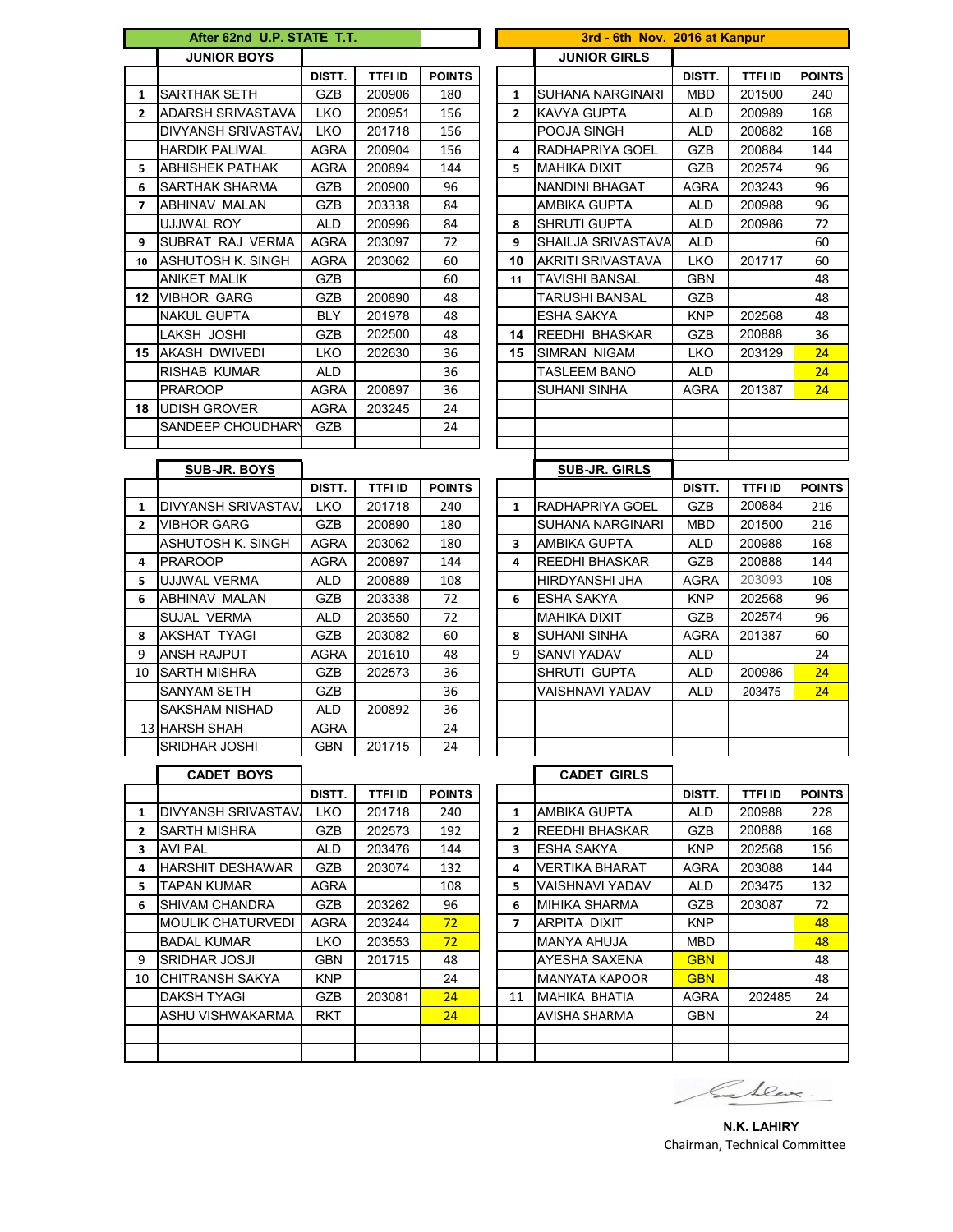**After 62nd U.P. STATE T.T.** — **3rd - 6th Nov. 2016 at Kanpur**

### JUNIOR BOYS

| | | DISTT. | TTFI ID | POINTS |
|---|---|---|---|---|
| 1 | SARTHAK SETH | GZB | 200906 | 180 |
| 2 | ADARSH SRIVASTAVA | LKO | 200951 | 156 |
| | DIVYANSH SRIVASTAV | LKO | 201718 | 156 |
| | HARDIK PALIWAL | AGRA | 200904 | 156 |
| 5 | ABHISHEK PATHAK | AGRA | 200894 | 144 |
| 6 | SARTHAK SHARMA | GZB | 200900 | 96 |
| 7 | ABHINAV MALAN | GZB | 203338 | 84 |
| | UJJWAL ROY | ALD | 200996 | 84 |
| 9 | SUBRAT RAJ VERMA | AGRA | 203097 | 72 |
| 10 | ASHUTOSH K. SINGH | AGRA | 203062 | 60 |
| | ANIKET MALIK | GZB | | 60 |
| 12 | VIBHOR GARG | GZB | 200890 | 48 |
| | NAKUL GUPTA | BLY | 201978 | 48 |
| | LAKSH JOSHI | GZB | 202500 | 48 |
| 15 | AKASH DWIVEDI | LKO | 202630 | 36 |
| | RISHAB KUMAR | ALD | | 36 |
| | PRAROOP | AGRA | 200897 | 36 |
| 18 | UDISH GROVER | AGRA | 203245 | 24 |
| | SANDEEP CHOUDHARY | GZB | | 24 |

### JUNIOR GIRLS

| | | DISTT. | TTFI ID | POINTS |
|---|---|---|---|---|
| 1 | SUHANA NARGINARI | MBD | 201500 | 240 |
| 2 | KAVYA GUPTA | ALD | 200989 | 168 |
| | POOJA SINGH | ALD | 200882 | 168 |
| 4 | RADHAPRIYA GOEL | GZB | 200884 | 144 |
| 5 | MAHIKA DIXIT | GZB | 202574 | 96 |
| | NANDINI BHAGAT | AGRA | 203243 | 96 |
| | AMBIKA GUPTA | ALD | 200988 | 96 |
| 8 | SHRUTI GUPTA | ALD | 200986 | 72 |
| 9 | SHAILJA SRIVASTAVA | ALD | | 60 |
| 10 | AKRITI SRIVASTAVA | LKO | 201717 | 60 |
| 11 | TAVISHI BANSAL | GBN | | 48 |
| | TARUSHI BANSAL | GZB | | 48 |
| | ESHA SAKYA | KNP | 202568 | 48 |
| 14 | REEDHI BHASKAR | GZB | 200888 | 36 |
| 15 | SIMRAN NIGAM | LKO | 203129 | 24 |
| | TASLEEM BANO | ALD | | 24 |
| | SUHANI SINHA | AGRA | 201387 | 24 |

### SUB-JR. BOYS

| | | DISTT. | TTFI ID | POINTS |
|---|---|---|---|---|
| 1 | DIVYANSH SRIVASTAV | LKO | 201718 | 240 |
| 2 | VIBHOR GARG | GZB | 200890 | 180 |
| | ASHUTOSH K. SINGH | AGRA | 203062 | 180 |
| 4 | PRAROOP | AGRA | 200897 | 144 |
| 5 | UJJWAL VERMA | ALD | 200889 | 108 |
| 6 | ABHINAV MALAN | GZB | 203338 | 72 |
| | SUJAL VERMA | ALD | 203550 | 72 |
| 8 | AKSHAT TYAGI | GZB | 203082 | 60 |
| 9 | ANSH RAJPUT | AGRA | 201610 | 48 |
| 10 | SARTH MISHRA | GZB | 202573 | 36 |
| | SANYAM SETH | GZB | | 36 |
| | SAKSHAM NISHAD | ALD | 200892 | 36 |
| 13 | HARSH SHAH | AGRA | | 24 |
| | SRIDHAR JOSHI | GBN | 201715 | 24 |

### SUB-JR. GIRLS

| | | DISTT. | TTFI ID | POINTS |
|---|---|---|---|---|
| 1 | RADHAPRIYA GOEL | GZB | 200884 | 216 |
| | SUHANA NARGINARI | MBD | 201500 | 216 |
| 3 | AMBIKA GUPTA | ALD | 200988 | 168 |
| 4 | REEDHI BHASKAR | GZB | 200888 | 144 |
| | HIRDYANSHI JHA | AGRA | 203093 | 108 |
| 6 | ESHA SAKYA | KNP | 202568 | 96 |
| | MAHIKA DIXIT | GZB | 202574 | 96 |
| 8 | SUHANI SINHA | AGRA | 201387 | 60 |
| 9 | SANVI YADAV | ALD | | 24 |
| | SHRUTI GUPTA | ALD | 200986 | 24 |
| | VAISHNAVI YADAV | ALD | 203475 | 24 |

### CADET BOYS

| | | DISTT. | TTFI ID | POINTS |
|---|---|---|---|---|
| 1 | DIVYANSH SRIVASTAV | LKO | 201718 | 240 |
| 2 | SARTH MISHRA | GZB | 202573 | 192 |
| 3 | AVI PAL | ALD | 203476 | 144 |
| 4 | HARSHIT DESHAWAR | GZB | 203074 | 132 |
| 5 | TAPAN KUMAR | AGRA | | 108 |
| 6 | SHIVAM CHANDRA | GZB | 203262 | 96 |
| | MOULIK CHATURVEDI | AGRA | 203244 | 72 |
| | BADAL KUMAR | LKO | 203553 | 72 |
| 9 | SRIDHAR JOSJI | GBN | 201715 | 48 |
| 10 | CHITRANSH SAKYA | KNP | | 24 |
| | DAKSH TYAGI | GZB | 203081 | 24 |
| | ASHU VISHWAKARMA | RKT | | 24 |

### CADET GIRLS

| | | DISTT. | TTFI ID | POINTS |
|---|---|---|---|---|
| 1 | AMBIKA GUPTA | ALD | 200988 | 228 |
| 2 | REEDHI BHASKAR | GZB | 200888 | 168 |
| 3 | ESHA SAKYA | KNP | 202568 | 156 |
| 4 | VERTIKA BHARAT | AGRA | 203088 | 144 |
| 5 | VAISHNAVI YADAV | ALD | 203475 | 132 |
| 6 | MIHIKA SHARMA | GZB | 203087 | 72 |
| 7 | ARPITA DIXIT | KNP | | 48 |
| | MANYA AHUJA | MBD | | 48 |
| | AYESHA SAXENA | GBN | | 48 |
| | MANYATA KAPOOR | GBN | | 48 |
| 11 | MAHIKA BHATIA | AGRA | 202485 | 24 |
| | AVISHA SHARMA | GBN | | 24 |

**N.K. LAHIRY**
Chairman, Technical Committee